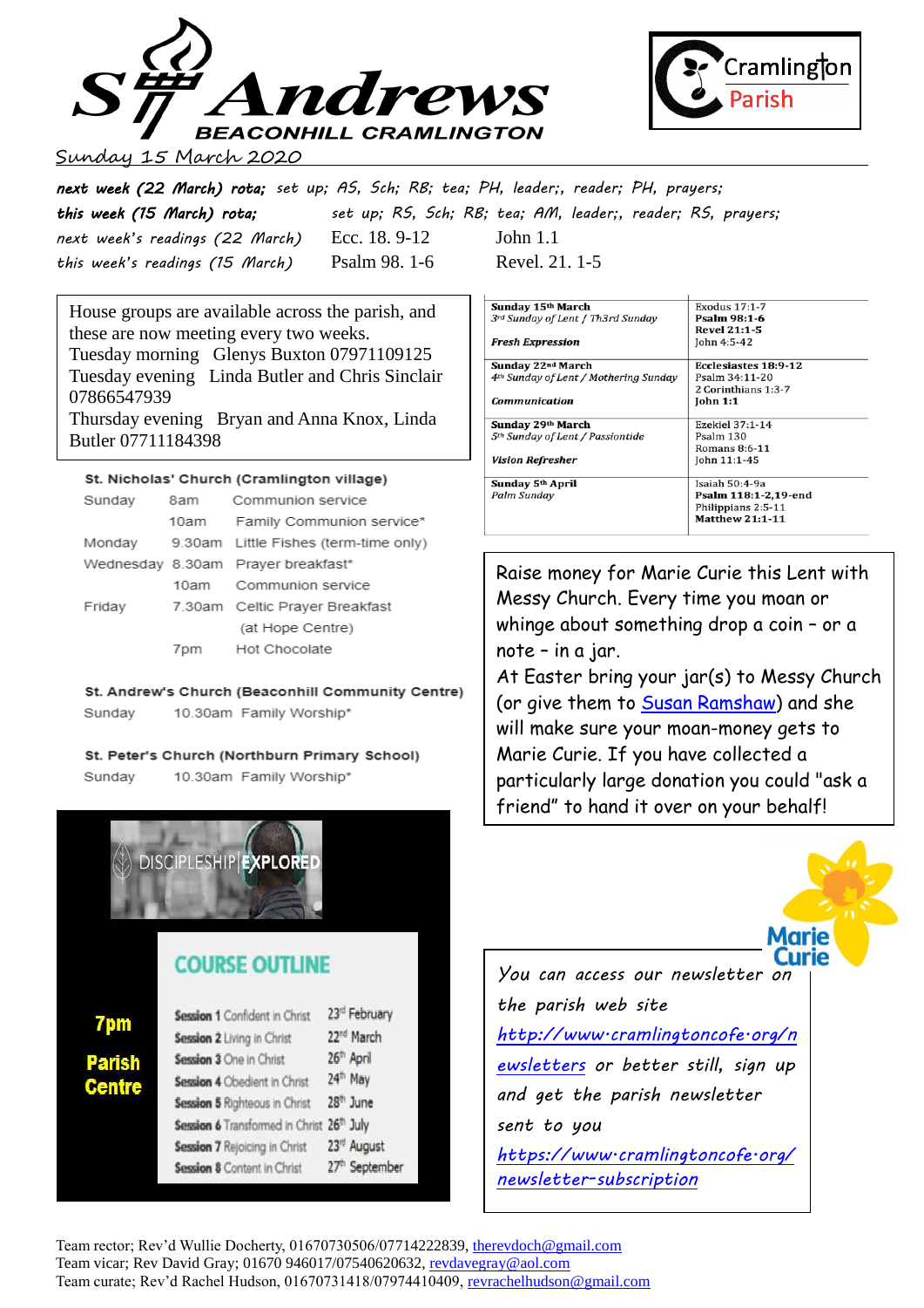# St Andrews

**BEACONHILL CRAMLINGTON**

Cramlington Parish

Sunday 15 March 2020

***next week (22 March) rota;*** *set up; AS, Sch; RB; tea; PH, leader;, reader; PH, prayers;*

***this week (15 March) rota;*** *set up; RS, Sch; RB; tea; AM, leader;, reader; RS, prayers;*

| | | |
|---|---|---|
| *next week's readings (22 March)* | Ecc. 18. 9-12 | John 1.1 |
| *this week's readings (15 March)* | Psalm 98. 1-6 | Revel. 21. 1-5 |

House groups are available across the parish, and these are now meeting every two weeks.
Tuesday morning Glenys Buxton 07971109125
Tuesday evening Linda Butler and Chris Sinclair 07866547939
Thursday evening Bryan and Anna Knox, Linda Butler 07711184398

| | |
|---|---|
| **Sunday 15th March**<br>*3rd Sunday of Lent / Th3rd Sunday*<br>***Fresh Expression*** | Exodus 17:1-7<br>**Psalm 98:1-6**<br>**Revel 21:1-5**<br>John 4:5-42 |
| **Sunday 22nd March**<br>*4th Sunday of Lent / Mothering Sunday*<br>***Communication*** | **Ecclesiastes 18:9-12**<br>Psalm 34:11-20<br>2 Corinthians 1:3-7<br>**John 1:1** |
| **Sunday 29th March**<br>*5th Sunday of Lent / Passiontide*<br>***Vision Refresher*** | Ezekiel 37:1-14<br>Psalm 130<br>Romans 8:6-11<br>John 11:1-45 |
| **Sunday 5th April**<br>*Palm Sunday* | Isaiah 50:4-9a<br>**Psalm 118:1-2,19-end**<br>Philippians 2:5-11<br>**Matthew 21:1-11** |

**St. Nicholas' Church (Cramlington village)**

| | | |
|---|---|---|
| Sunday | 8am | Communion service |
| | 10am | Family Communion service* |
| Monday | 9.30am | Little Fishes (term-time only) |
| Wednesday | 8.30am | Prayer breakfast* |
| | 10am | Communion service |
| Friday | 7.30am | Celtic Prayer Breakfast (at Hope Centre) |
| | 7pm | Hot Chocolate |

**St. Andrew's Church (Beaconhill Community Centre)**

Sunday 10.30am Family Worship*

**St. Peter's Church (Northburn Primary School)**

Sunday 10.30am Family Worship*

Raise money for Marie Curie this Lent with Messy Church. Every time you moan or whinge about something drop a coin – or a note – in a jar.
At Easter bring your jar(s) to Messy Church (or give them to Susan Ramshaw) and she will make sure your moan-money gets to Marie Curie. If you have collected a particularly large donation you could "ask a friend" to hand it over on your behalf!

Marie Curie

## DISCIPLESHIP EXPLORED

**7pm**
**Parish Centre**

### COURSE OUTLINE

| | |
|---|---|
| **Session 1** Confident in Christ | 23rd February |
| **Session 2** Living in Christ | 22nd March |
| **Session 3** One in Christ | 26th April |
| **Session 4** Obedient in Christ | 24th May |
| **Session 5** Righteous in Christ | 28th June |
| **Session 6** Transformed in Christ | 26th July |
| **Session 7** Rejoicing in Christ | 23rd August |
| **Session 8** Content in Christ | 27th September |

*You can access our newsletter on the parish web site* *http://www.cramlingtoncofe.org/newsletters* *or better still, sign up and get the parish newsletter sent to you* *https://www.cramlingtoncofe.org/newsletter-subscription*

Team rector; Rev'd Wullie Docherty, 01670730506/07714222839, therevdoch@gmail.com
Team vicar; Rev David Gray; 01670 946017/07540620632, revdavegray@aol.com
Team curate; Rev'd Rachel Hudson, 01670731418/07974410409, revrachelhudson@gmail.com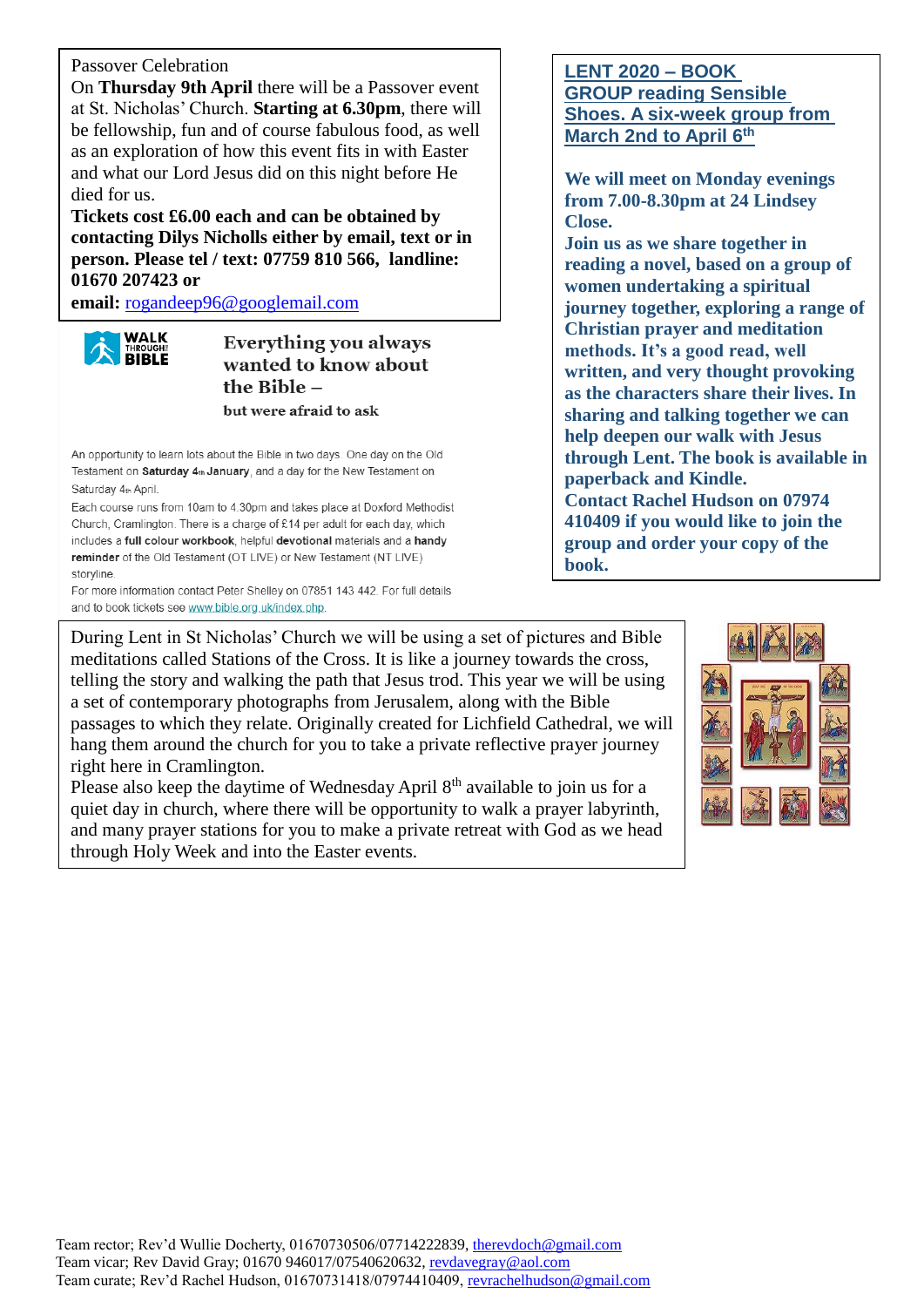Passover Celebration

On **Thursday 9th April** there will be a Passover event at St. Nicholas' Church. **Starting at 6.30pm**, there will be fellowship, fun and of course fabulous food, as well as an exploration of how this event fits in with Easter and what our Lord Jesus did on this night before He died for us.

**Tickets cost £6.00 each and can be obtained by contacting Dilys Nicholls either by email, text or in person. Please tel / text: 07759 810 566, landline: 01670 207423 or**

**email:** rogandeep96@googlemail.com

WALK THROUGH THE BIBLE

**Everything you always wanted to know about the Bible –**

**but were afraid to ask**

An opportunity to learn lots about the Bible in two days. One day on the Old Testament on **Saturday 4th January**, and a day for the New Testament on Saturday 4th April.

Each course runs from 10am to 4.30pm and takes place at Doxford Methodist Church, Cramlington. There is a charge of £14 per adult for each day, which includes a **full colour workbook**, helpful **devotional** materials and a **handy reminder** of the Old Testament (OT LIVE) or New Testament (NT LIVE) storyline.

For more information contact Peter Shelley on 07851 143 442. For full details and to book tickets see www.bible.org.uk/index.php.

## LENT 2020 – BOOK GROUP reading Sensible Shoes. A six-week group from March 2nd to April 6th

**We will meet on Monday evenings from 7.00-8.30pm at 24 Lindsey Close.**

**Join us as we share together in reading a novel, based on a group of women undertaking a spiritual journey together, exploring a range of Christian prayer and meditation methods. It's a good read, well written, and very thought provoking as the characters share their lives. In sharing and talking together we can help deepen our walk with Jesus through Lent. The book is available in paperback and Kindle.**

**Contact Rachel Hudson on 07974 410409 if you would like to join the group and order your copy of the book.**

During Lent in St Nicholas' Church we will be using a set of pictures and Bible meditations called Stations of the Cross. It is like a journey towards the cross, telling the story and walking the path that Jesus trod. This year we will be using a set of contemporary photographs from Jerusalem, along with the Bible passages to which they relate. Originally created for Lichfield Cathedral, we will hang them around the church for you to take a private reflective prayer journey right here in Cramlington.

Please also keep the daytime of Wednesday April 8th available to join us for a quiet day in church, where there will be opportunity to walk a prayer labyrinth, and many prayer stations for you to make a private retreat with God as we head through Holy Week and into the Easter events.

Team rector; Rev'd Wullie Docherty, 01670730506/07714222839, therevdoch@gmail.com

Team vicar; Rev David Gray; 01670 946017/07540620632, revdavegray@aol.com

Team curate; Rev'd Rachel Hudson, 01670731418/07974410409, revrachelhudson@gmail.com